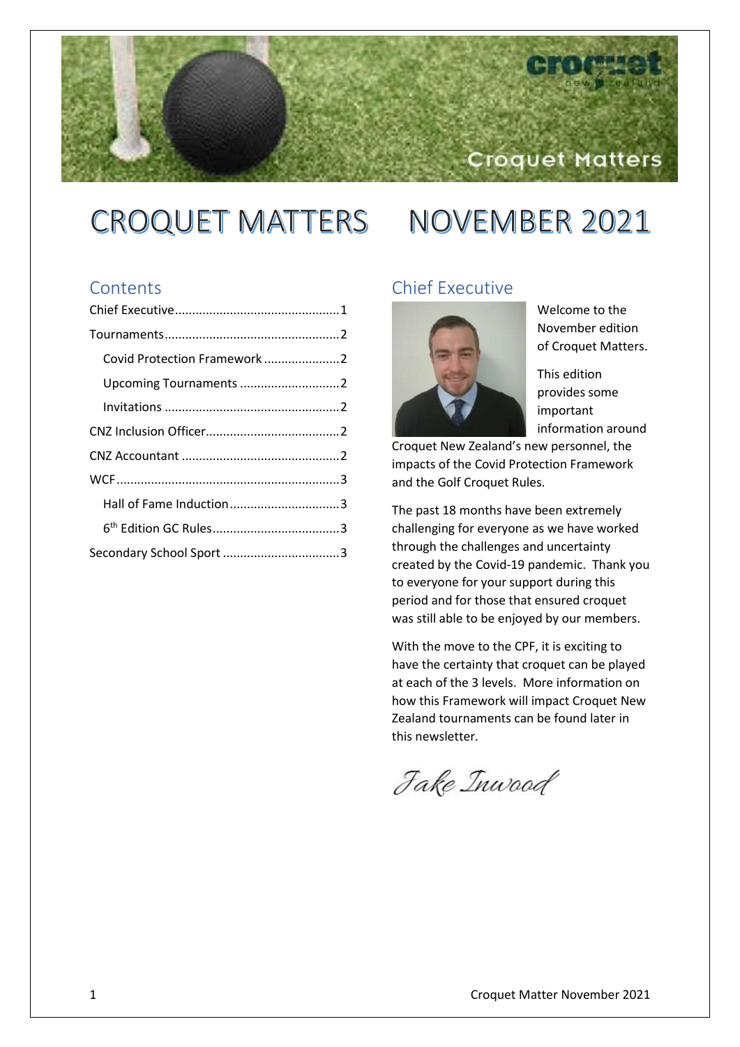# CROQUET MATTERS NOVEMBER 2021

## Contents

- Chief Executive ....... 1
- Tournaments ....... 2
  - Covid Protection Framework ....... 2
  - Upcoming Tournaments ....... 2
  - Invitations ....... 2
- CNZ Inclusion Officer ....... 2
- CNZ Accountant ....... 2
- WCF ....... 3
  - Hall of Fame Induction ....... 3
  - 6th Edition GC Rules ....... 3
- Secondary School Sport ....... 3

## Chief Executive

Welcome to the November edition of Croquet Matters.

This edition provides some important information around Croquet New Zealand's new personnel, the impacts of the Covid Protection Framework and the Golf Croquet Rules.

The past 18 months have been extremely challenging for everyone as we have worked through the challenges and uncertainty created by the Covid-19 pandemic. Thank you to everyone for your support during this period and for those that ensured croquet was still able to be enjoyed by our members.

With the move to the CPF, it is exciting to have the certainty that croquet can be played at each of the 3 levels. More information on how this Framework will impact Croquet New Zealand tournaments can be found later in this newsletter.

*Jake Inwood*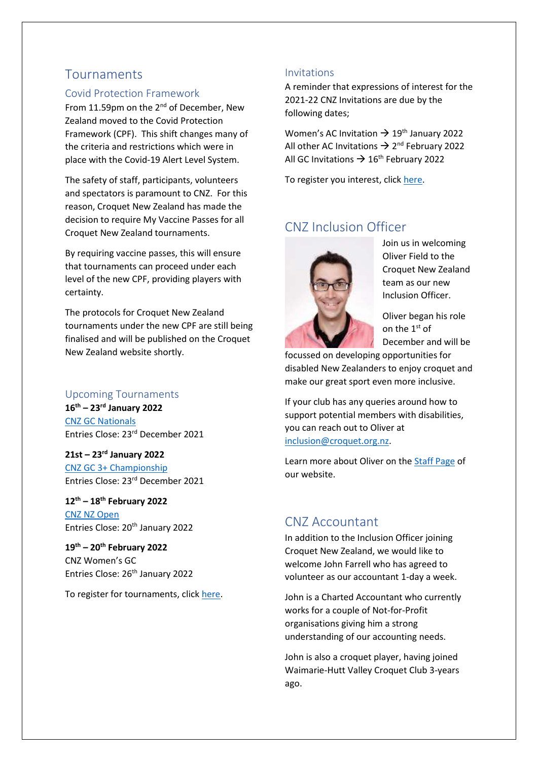# Tournaments

## Covid Protection Framework

From 11.59pm on the 2nd of December, New Zealand moved to the Covid Protection Framework (CPF). This shift changes many of the criteria and restrictions which were in place with the Covid-19 Alert Level System.

The safety of staff, participants, volunteers and spectators is paramount to CNZ. For this reason, Croquet New Zealand has made the decision to require My Vaccine Passes for all Croquet New Zealand tournaments.

By requiring vaccine passes, this will ensure that tournaments can proceed under each level of the new CPF, providing players with certainty.

The protocols for Croquet New Zealand tournaments under the new CPF are still being finalised and will be published on the Croquet New Zealand website shortly.

## Upcoming Tournaments

**16th – 23rd January 2022**
CNZ GC Nationals
Entries Close: 23rd December 2021

**21st – 23rd January 2022**
CNZ GC 3+ Championship
Entries Close: 23rd December 2021

**12th – 18th February 2022**
CNZ NZ Open
Entries Close: 20th January 2022

**19th – 20th February 2022**
CNZ Women's GC
Entries Close: 26th January 2022

To register for tournaments, click here.

## Invitations

A reminder that expressions of interest for the 2021-22 CNZ Invitations are due by the following dates;

Women's AC Invitation → 19th January 2022
All other AC Invitations → 2nd February 2022
All GC Invitations → 16th February 2022

To register you interest, click here.

# CNZ Inclusion Officer

Join us in welcoming Oliver Field to the Croquet New Zealand team as our new Inclusion Officer.

Oliver began his role on the 1st of December and will be focussed on developing opportunities for disabled New Zealanders to enjoy croquet and make our great sport even more inclusive.

If your club has any queries around how to support potential members with disabilities, you can reach out to Oliver at inclusion@croquet.org.nz.

Learn more about Oliver on the Staff Page of our website.

# CNZ Accountant

In addition to the Inclusion Officer joining Croquet New Zealand, we would like to welcome John Farrell who has agreed to volunteer as our accountant 1-day a week.

John is a Charted Accountant who currently works for a couple of Not-for-Profit organisations giving him a strong understanding of our accounting needs.

John is also a croquet player, having joined Waimarie-Hutt Valley Croquet Club 3-years ago.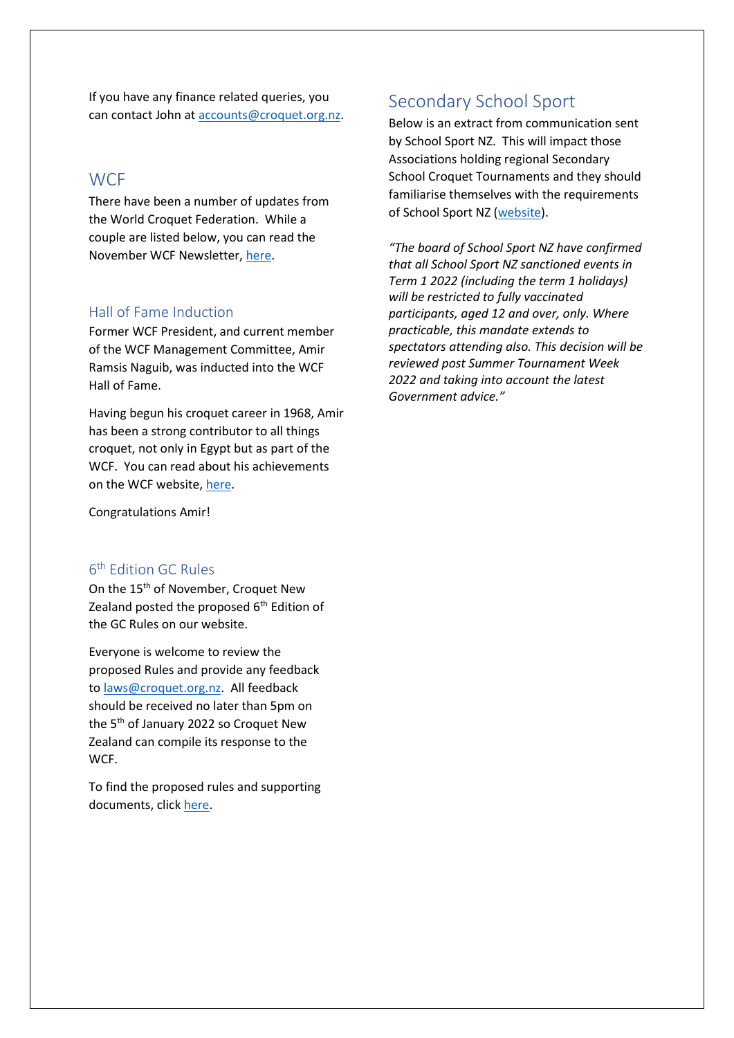If you have any finance related queries, you can contact John at accounts@croquet.org.nz.

## WCF

There have been a number of updates from the World Croquet Federation. While a couple are listed below, you can read the November WCF Newsletter, here.

### Hall of Fame Induction

Former WCF President, and current member of the WCF Management Committee, Amir Ramsis Naguib, was inducted into the WCF Hall of Fame.

Having begun his croquet career in 1968, Amir has been a strong contributor to all things croquet, not only in Egypt but as part of the WCF. You can read about his achievements on the WCF website, here.

Congratulations Amir!

### 6th Edition GC Rules

On the 15th of November, Croquet New Zealand posted the proposed 6th Edition of the GC Rules on our website.

Everyone is welcome to review the proposed Rules and provide any feedback to laws@croquet.org.nz. All feedback should be received no later than 5pm on the 5th of January 2022 so Croquet New Zealand can compile its response to the WCF.

To find the proposed rules and supporting documents, click here.

## Secondary School Sport

Below is an extract from communication sent by School Sport NZ. This will impact those Associations holding regional Secondary School Croquet Tournaments and they should familiarise themselves with the requirements of School Sport NZ (website).

*"The board of School Sport NZ have confirmed that all School Sport NZ sanctioned events in Term 1 2022 (including the term 1 holidays) will be restricted to fully vaccinated participants, aged 12 and over, only. Where practicable, this mandate extends to spectators attending also. This decision will be reviewed post Summer Tournament Week 2022 and taking into account the latest Government advice."*